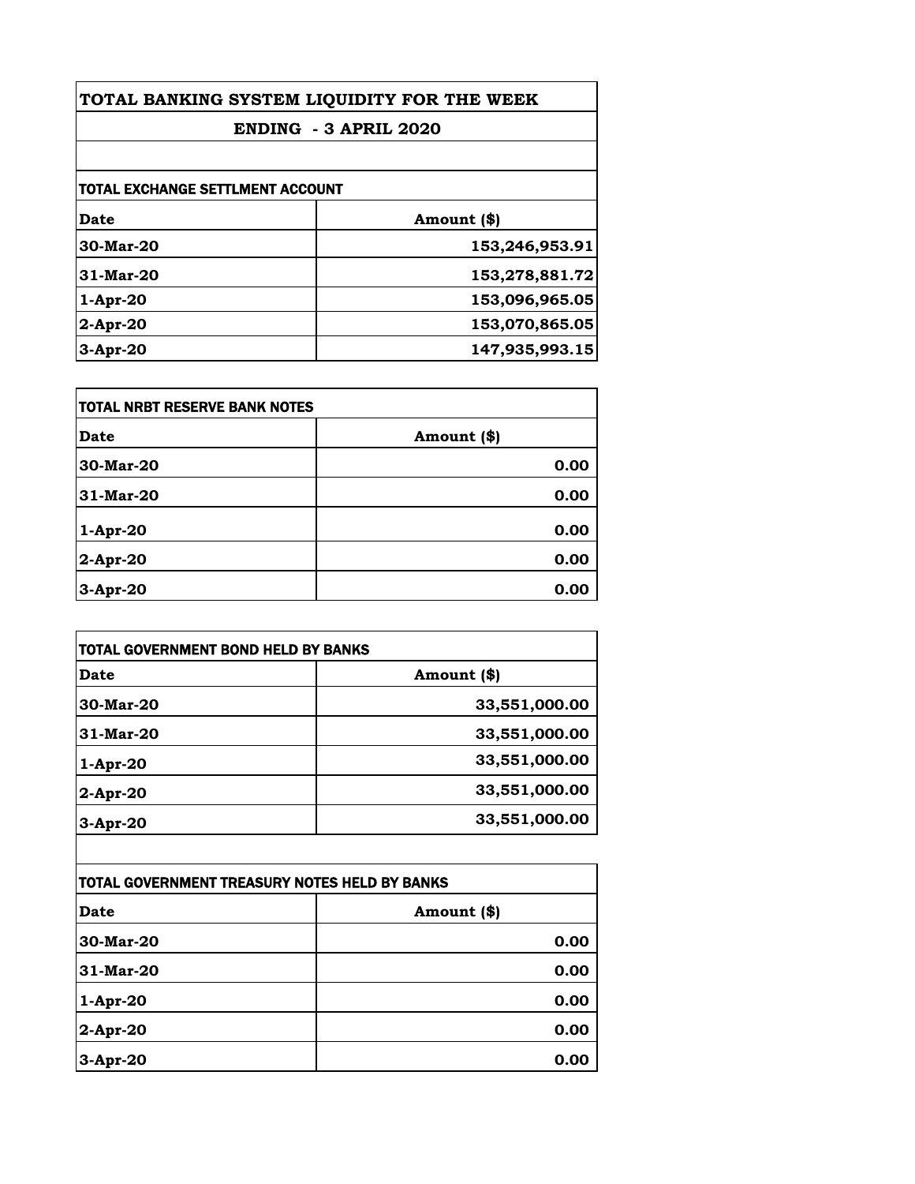# TOTAL BANKING SYSTEM LIQUIDITY FOR THE WEEK

## ENDING - 3 APRIL 2020

### TOTAL EXCHANGE SETTLMENT ACCOUNT

| Date | Amount ($) |
|---|---|
| 30-Mar-20 | 153,246,953.91 |
| 31-Mar-20 | 153,278,881.72 |
| 1-Apr-20 | 153,096,965.05 |
| 2-Apr-20 | 153,070,865.05 |
| 3-Apr-20 | 147,935,993.15 |

### TOTAL NRBT RESERVE BANK NOTES

| Date | Amount ($) |
|---|---|
| 30-Mar-20 | 0.00 |
| 31-Mar-20 | 0.00 |
| 1-Apr-20 | 0.00 |
| 2-Apr-20 | 0.00 |
| 3-Apr-20 | 0.00 |

### TOTAL GOVERNMENT BOND HELD BY BANKS

| Date | Amount ($) |
|---|---|
| 30-Mar-20 | 33,551,000.00 |
| 31-Mar-20 | 33,551,000.00 |
| 1-Apr-20 | 33,551,000.00 |
| 2-Apr-20 | 33,551,000.00 |
| 3-Apr-20 | 33,551,000.00 |

### TOTAL GOVERNMENT TREASURY NOTES HELD BY BANKS

| Date | Amount ($) |
|---|---|
| 30-Mar-20 | 0.00 |
| 31-Mar-20 | 0.00 |
| 1-Apr-20 | 0.00 |
| 2-Apr-20 | 0.00 |
| 3-Apr-20 | 0.00 |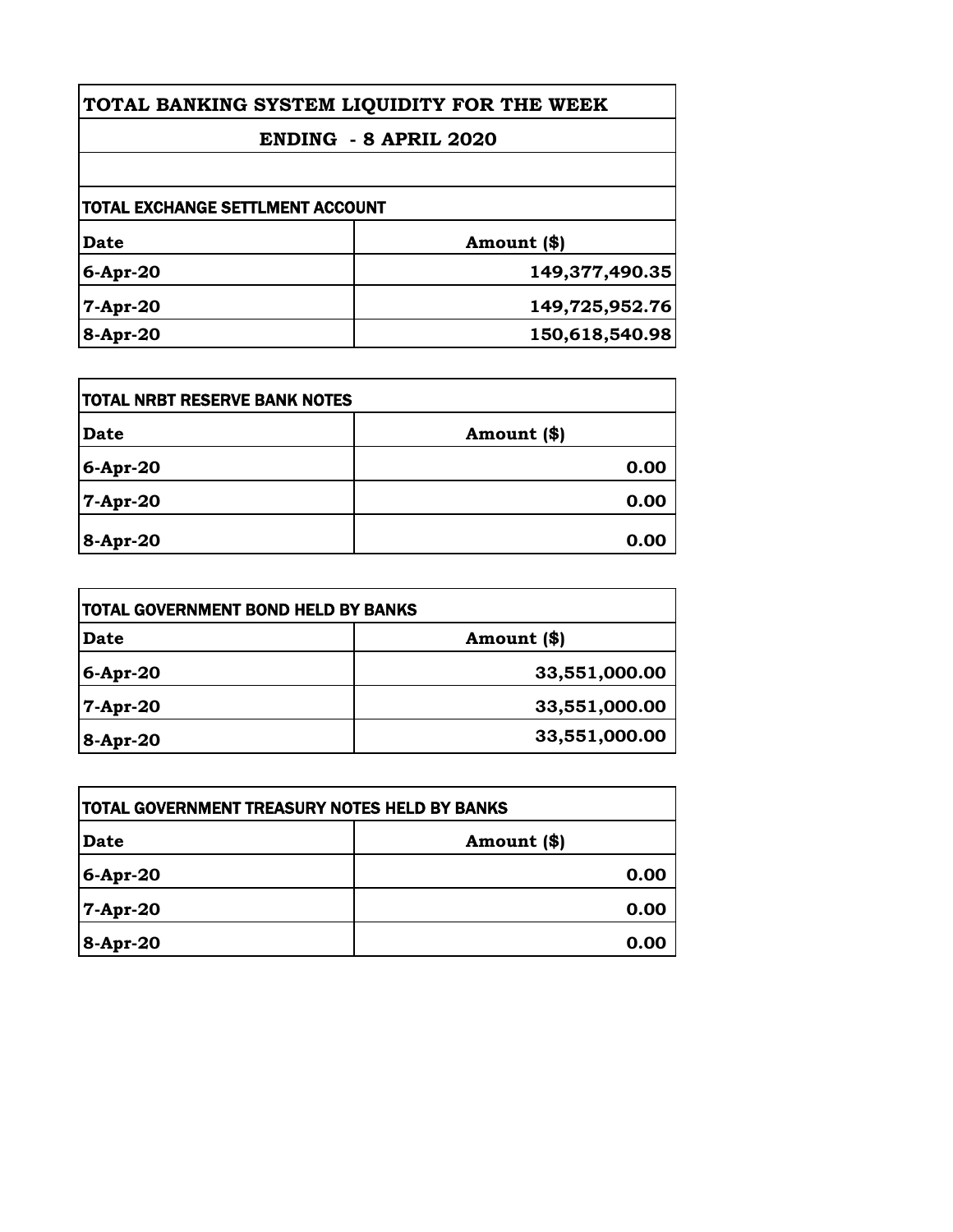# TOTAL BANKING SYSTEM LIQUIDITY FOR THE WEEK

## ENDING - 8 APRIL 2020

| TOTAL EXCHANGE SETTLMENT ACCOUNT | |
|---|---|
| **Date** | **Amount ($)** |
| **6-Apr-20** | **149,377,490.35** |
| **7-Apr-20** | **149,725,952.76** |
| **8-Apr-20** | **150,618,540.98** |

| TOTAL NRBT RESERVE BANK NOTES | |
|---|---|
| **Date** | **Amount ($)** |
| **6-Apr-20** | **0.00** |
| **7-Apr-20** | **0.00** |
| **8-Apr-20** | **0.00** |

| TOTAL GOVERNMENT BOND HELD BY BANKS | |
|---|---|
| **Date** | **Amount ($)** |
| **6-Apr-20** | **33,551,000.00** |
| **7-Apr-20** | **33,551,000.00** |
| **8-Apr-20** | **33,551,000.00** |

| TOTAL GOVERNMENT TREASURY NOTES HELD BY BANKS | |
|---|---|
| **Date** | **Amount ($)** |
| **6-Apr-20** | **0.00** |
| **7-Apr-20** | **0.00** |
| **8-Apr-20** | **0.00** |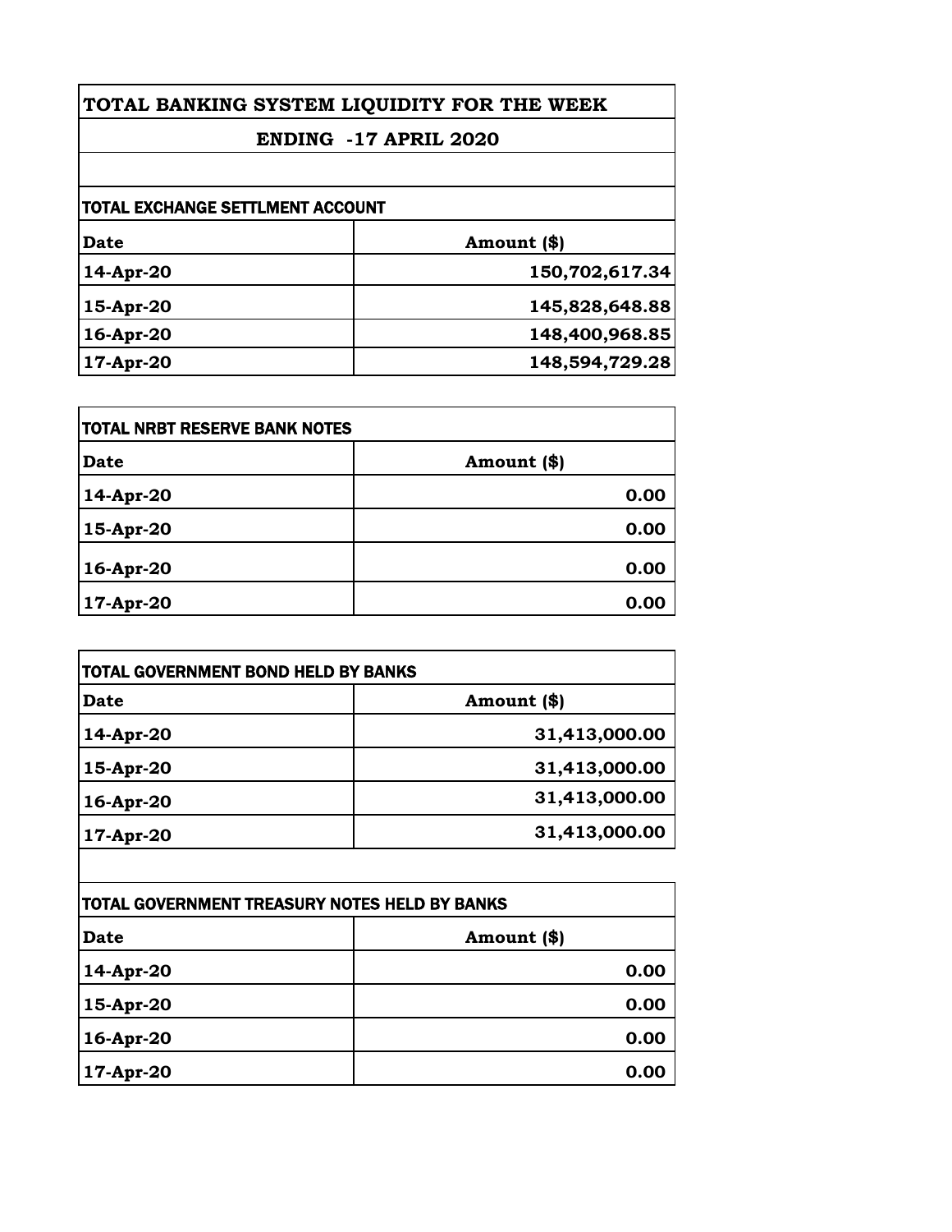# TOTAL BANKING SYSTEM LIQUIDITY FOR THE WEEK

## ENDING -17 APRIL 2020

### TOTAL EXCHANGE SETTLMENT ACCOUNT

| Date | Amount ($) |
|---|---|
| 14-Apr-20 | 150,702,617.34 |
| 15-Apr-20 | 145,828,648.88 |
| 16-Apr-20 | 148,400,968.85 |
| 17-Apr-20 | 148,594,729.28 |

### TOTAL NRBT RESERVE BANK NOTES

| Date | Amount ($) |
|---|---|
| 14-Apr-20 | 0.00 |
| 15-Apr-20 | 0.00 |
| 16-Apr-20 | 0.00 |
| 17-Apr-20 | 0.00 |

### TOTAL GOVERNMENT BOND HELD BY BANKS

| Date | Amount ($) |
|---|---|
| 14-Apr-20 | 31,413,000.00 |
| 15-Apr-20 | 31,413,000.00 |
| 16-Apr-20 | 31,413,000.00 |
| 17-Apr-20 | 31,413,000.00 |

### TOTAL GOVERNMENT TREASURY NOTES HELD BY BANKS

| Date | Amount ($) |
|---|---|
| 14-Apr-20 | 0.00 |
| 15-Apr-20 | 0.00 |
| 16-Apr-20 | 0.00 |
| 17-Apr-20 | 0.00 |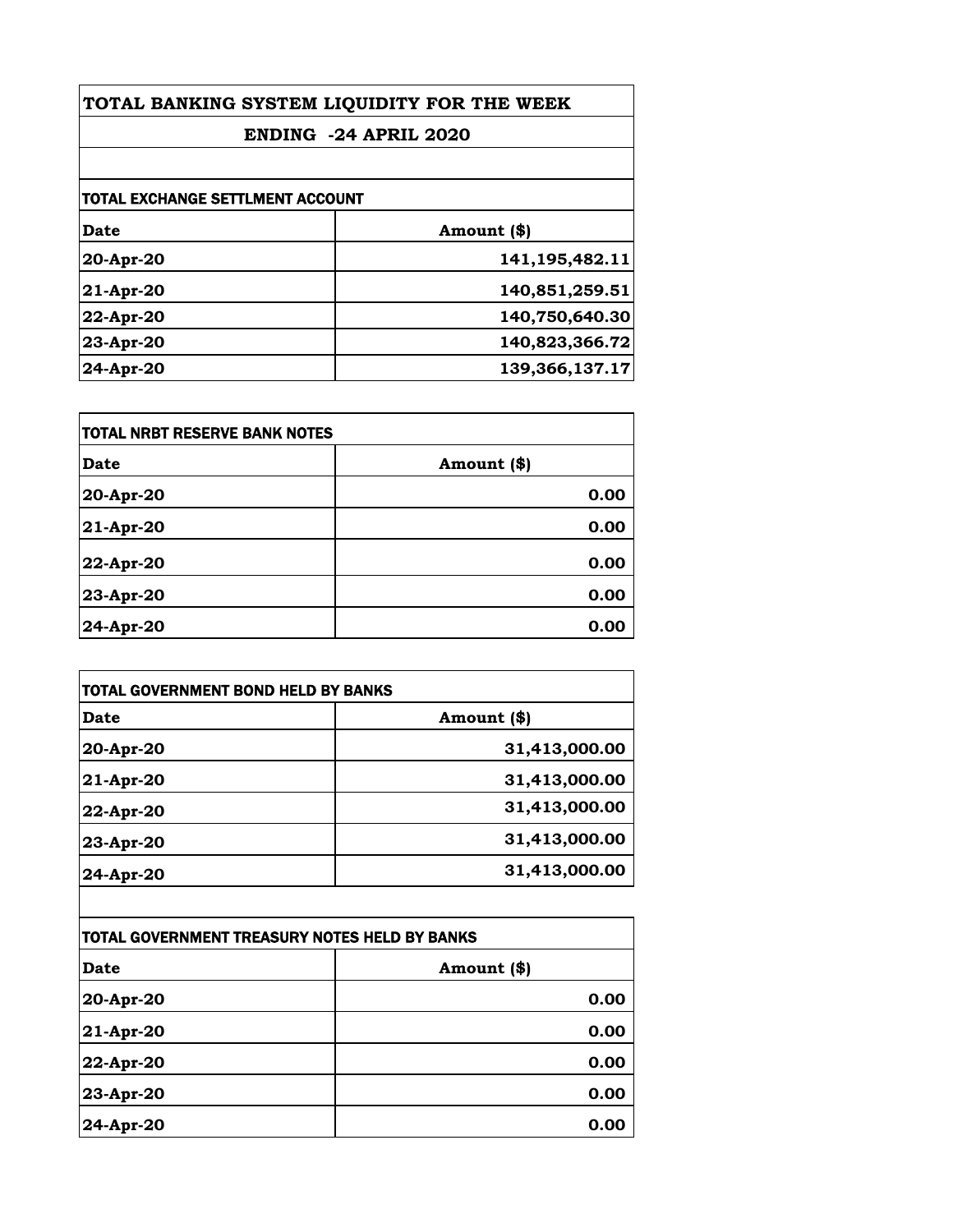# TOTAL BANKING SYSTEM LIQUIDITY FOR THE WEEK

## ENDING -24 APRIL 2020

**TOTAL EXCHANGE SETTLMENT ACCOUNT**

| Date | Amount ($) |
|---|---|
| 20-Apr-20 | 141,195,482.11 |
| 21-Apr-20 | 140,851,259.51 |
| 22-Apr-20 | 140,750,640.30 |
| 23-Apr-20 | 140,823,366.72 |
| 24-Apr-20 | 139,366,137.17 |

**TOTAL NRBT RESERVE BANK NOTES**

| Date | Amount ($) |
|---|---|
| 20-Apr-20 | 0.00 |
| 21-Apr-20 | 0.00 |
| 22-Apr-20 | 0.00 |
| 23-Apr-20 | 0.00 |
| 24-Apr-20 | 0.00 |

**TOTAL GOVERNMENT BOND HELD BY BANKS**

| Date | Amount ($) |
|---|---|
| 20-Apr-20 | 31,413,000.00 |
| 21-Apr-20 | 31,413,000.00 |
| 22-Apr-20 | 31,413,000.00 |
| 23-Apr-20 | 31,413,000.00 |
| 24-Apr-20 | 31,413,000.00 |

**TOTAL GOVERNMENT TREASURY NOTES HELD BY BANKS**

| Date | Amount ($) |
|---|---|
| 20-Apr-20 | 0.00 |
| 21-Apr-20 | 0.00 |
| 22-Apr-20 | 0.00 |
| 23-Apr-20 | 0.00 |
| 24-Apr-20 | 0.00 |